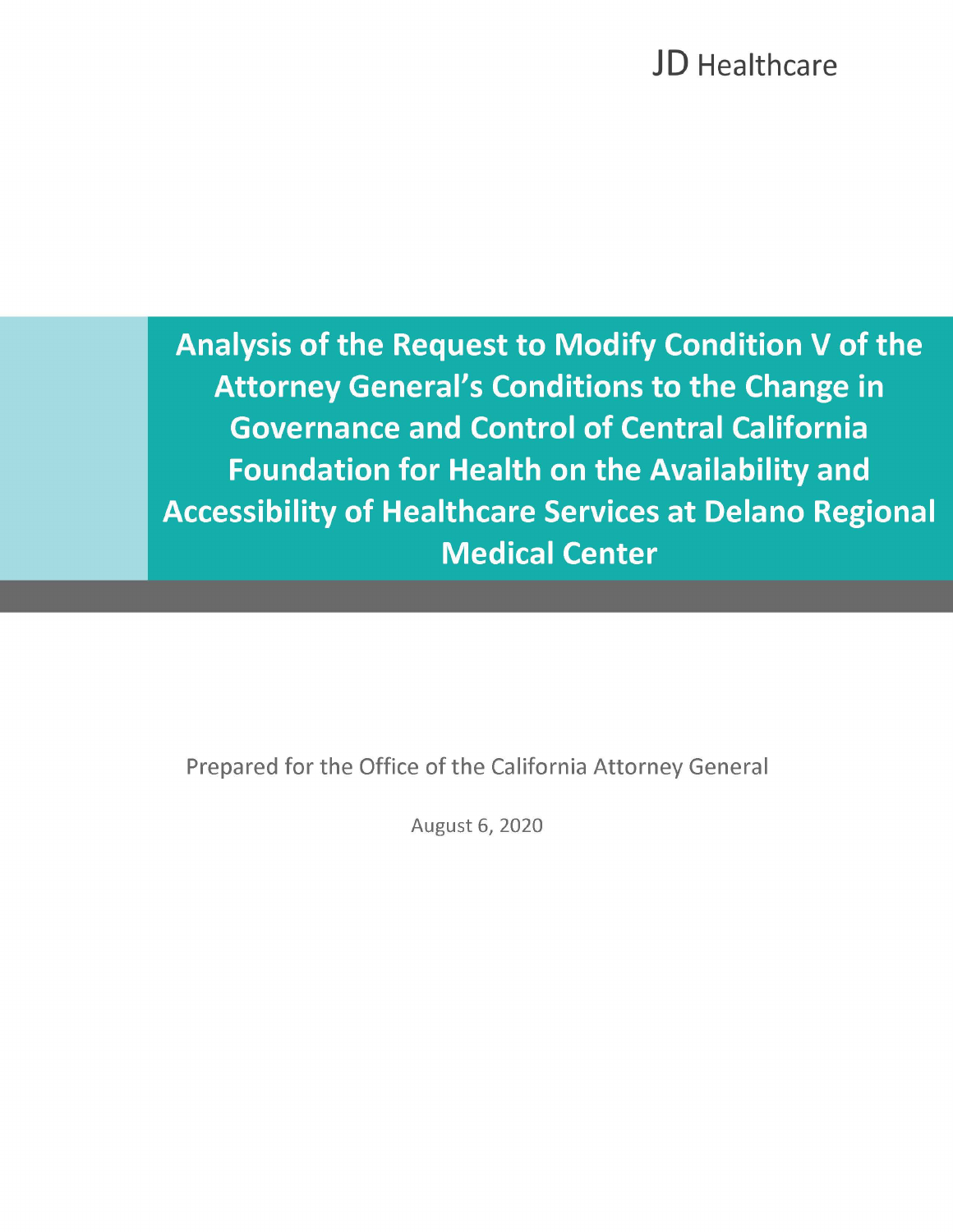JD Healthcare

# Analysis of the Request to Modify Condition V of the Attorney General's Conditions to the Change in Governance and Control of Central California Foundation for Health on the Availability and Accessibility of Healthcare Services at Delano Regional Medical Center

Prepared for the Office of the California Attorney General

August 6, 2020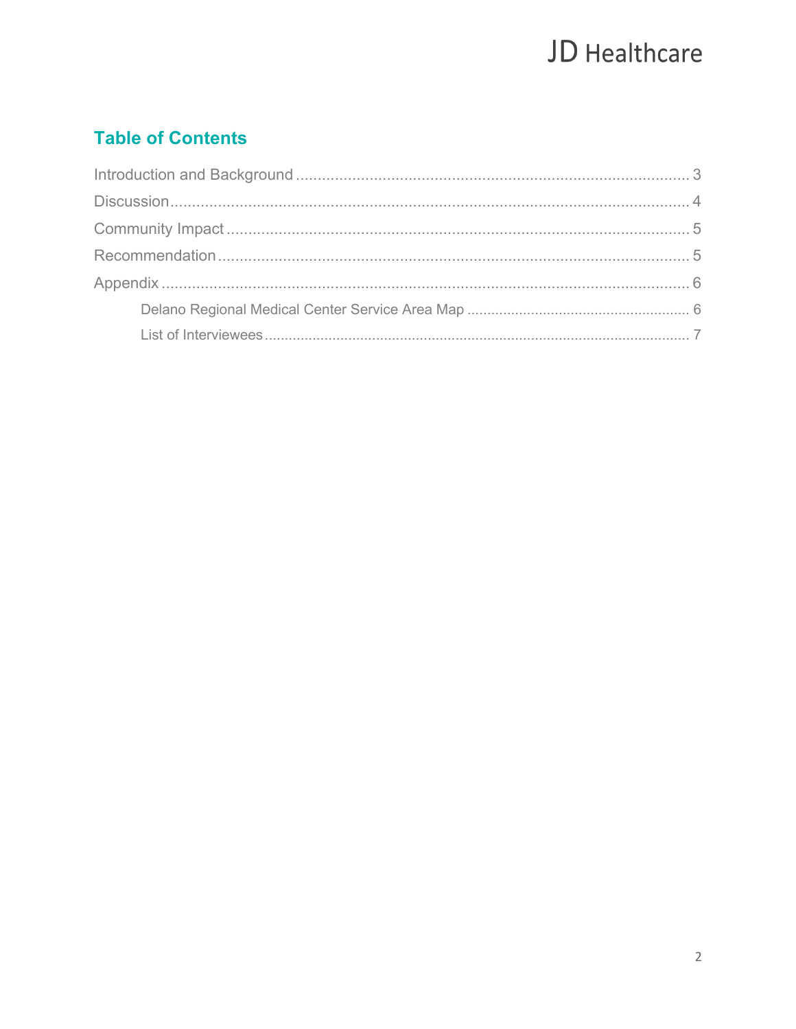## Table of Contents

- Introduction and Background ... 3
- Discussion ... 4
- Community Impact ... 5
- Recommendation ... 5
- Appendix ... 6
  - Delano Regional Medical Center Service Area Map ... 6
  - List of Interviewees ... 7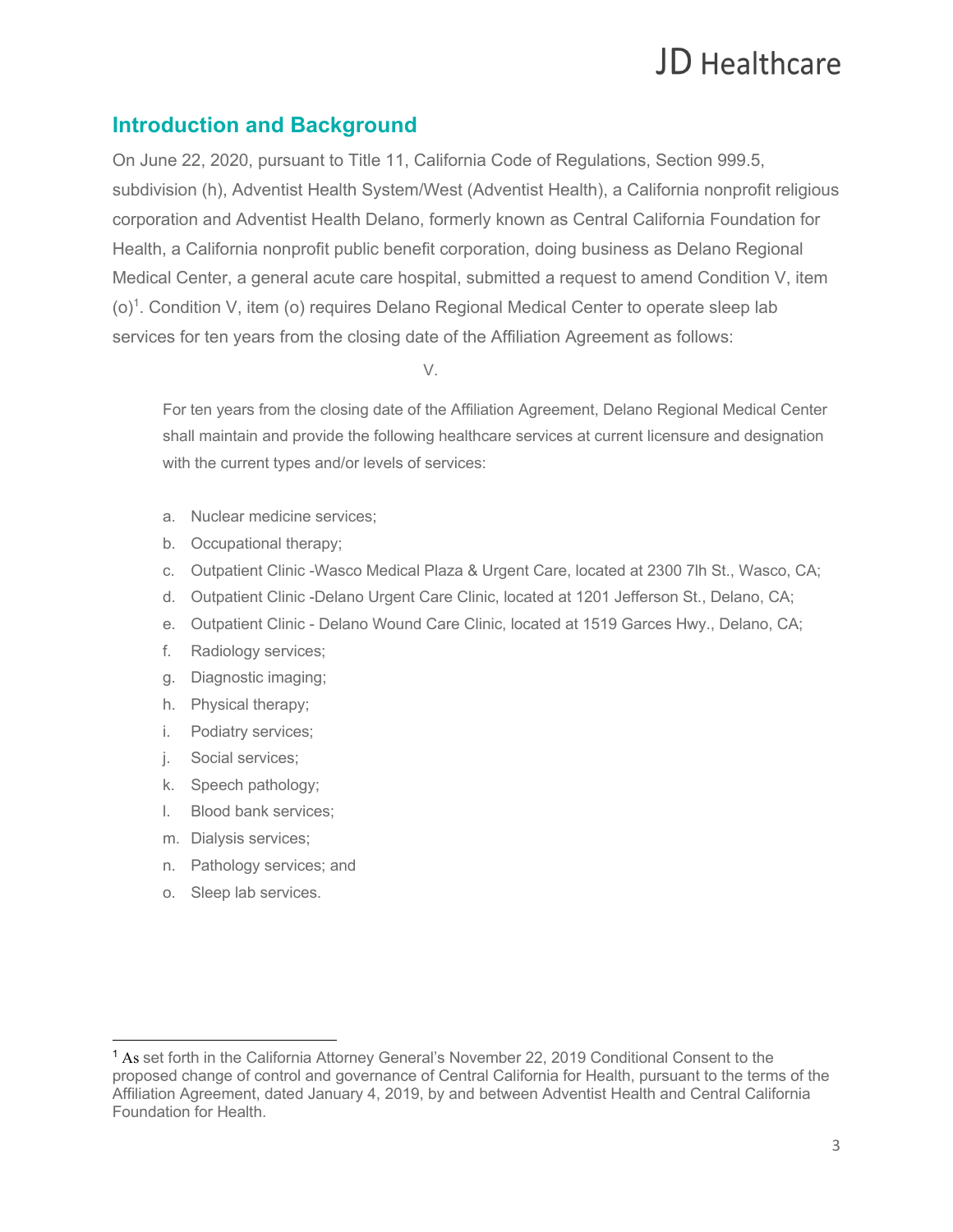## Introduction and Background

On June 22, 2020, pursuant to Title 11, California Code of Regulations, Section 999.5, subdivision (h), Adventist Health System/West (Adventist Health), a California nonprofit religious corporation and Adventist Health Delano, formerly known as Central California Foundation for Health, a California nonprofit public benefit corporation, doing business as Delano Regional Medical Center, a general acute care hospital, submitted a request to amend Condition V, item (o)[1]. Condition V, item (o) requires Delano Regional Medical Center to operate sleep lab services for ten years from the closing date of the Affiliation Agreement as follows:

V.

> For ten years from the closing date of the Affiliation Agreement, Delano Regional Medical Center shall maintain and provide the following healthcare services at current licensure and designation with the current types and/or levels of services:
>
> a. Nuclear medicine services;
> b. Occupational therapy;
> c. Outpatient Clinic -Wasco Medical Plaza & Urgent Care, located at 2300 7lh St., Wasco, CA;
> d. Outpatient Clinic -Delano Urgent Care Clinic, located at 1201 Jefferson St., Delano, CA;
> e. Outpatient Clinic - Delano Wound Care Clinic, located at 1519 Garces Hwy., Delano, CA;
> f. Radiology services;
> g. Diagnostic imaging;
> h. Physical therapy;
> i. Podiatry services;
> j. Social services;
> k. Speech pathology;
> l. Blood bank services;
> m. Dialysis services;
> n. Pathology services; and
> o. Sleep lab services.

[1] As set forth in the California Attorney General's November 22, 2019 Conditional Consent to the proposed change of control and governance of Central California for Health, pursuant to the terms of the Affiliation Agreement, dated January 4, 2019, by and between Adventist Health and Central California Foundation for Health.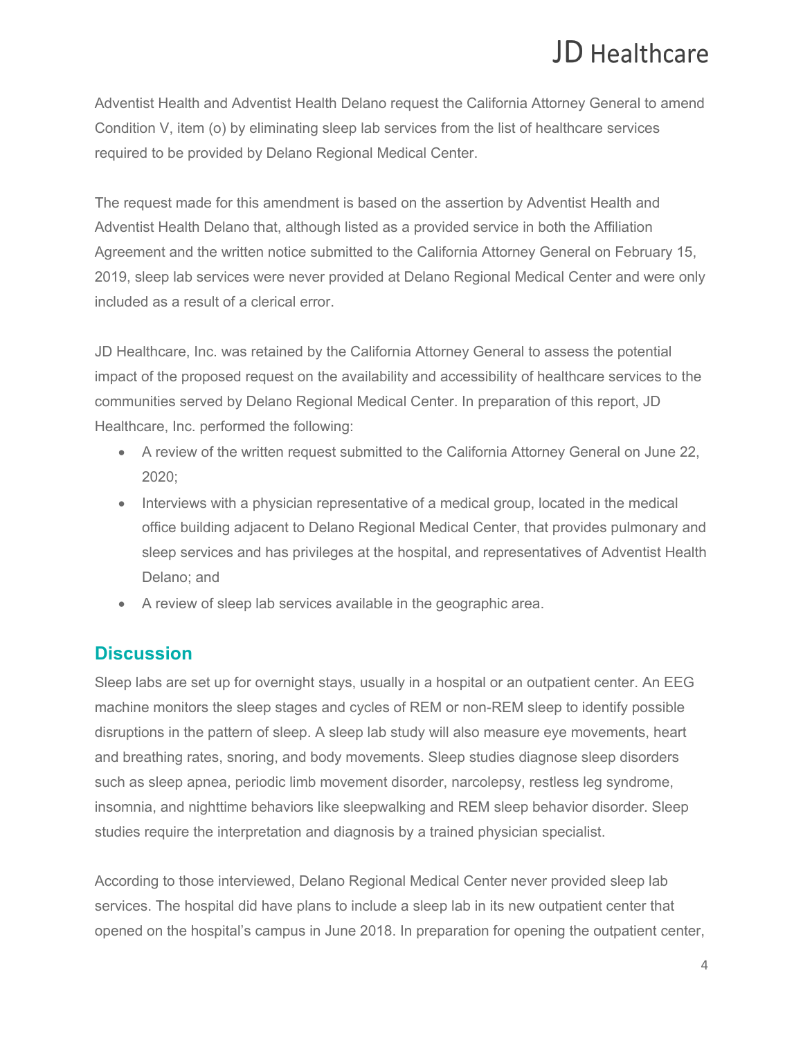Adventist Health and Adventist Health Delano request the California Attorney General to amend Condition V, item (o) by eliminating sleep lab services from the list of healthcare services required to be provided by Delano Regional Medical Center.

The request made for this amendment is based on the assertion by Adventist Health and Adventist Health Delano that, although listed as a provided service in both the Affiliation Agreement and the written notice submitted to the California Attorney General on February 15, 2019, sleep lab services were never provided at Delano Regional Medical Center and were only included as a result of a clerical error.

JD Healthcare, Inc. was retained by the California Attorney General to assess the potential impact of the proposed request on the availability and accessibility of healthcare services to the communities served by Delano Regional Medical Center. In preparation of this report, JD Healthcare, Inc. performed the following:

- A review of the written request submitted to the California Attorney General on June 22, 2020;
- Interviews with a physician representative of a medical group, located in the medical office building adjacent to Delano Regional Medical Center, that provides pulmonary and sleep services and has privileges at the hospital, and representatives of Adventist Health Delano; and
- A review of sleep lab services available in the geographic area.

## Discussion

Sleep labs are set up for overnight stays, usually in a hospital or an outpatient center. An EEG machine monitors the sleep stages and cycles of REM or non-REM sleep to identify possible disruptions in the pattern of sleep. A sleep lab study will also measure eye movements, heart and breathing rates, snoring, and body movements. Sleep studies diagnose sleep disorders such as sleep apnea, periodic limb movement disorder, narcolepsy, restless leg syndrome, insomnia, and nighttime behaviors like sleepwalking and REM sleep behavior disorder. Sleep studies require the interpretation and diagnosis by a trained physician specialist.

According to those interviewed, Delano Regional Medical Center never provided sleep lab services. The hospital did have plans to include a sleep lab in its new outpatient center that opened on the hospital's campus in June 2018. In preparation for opening the outpatient center,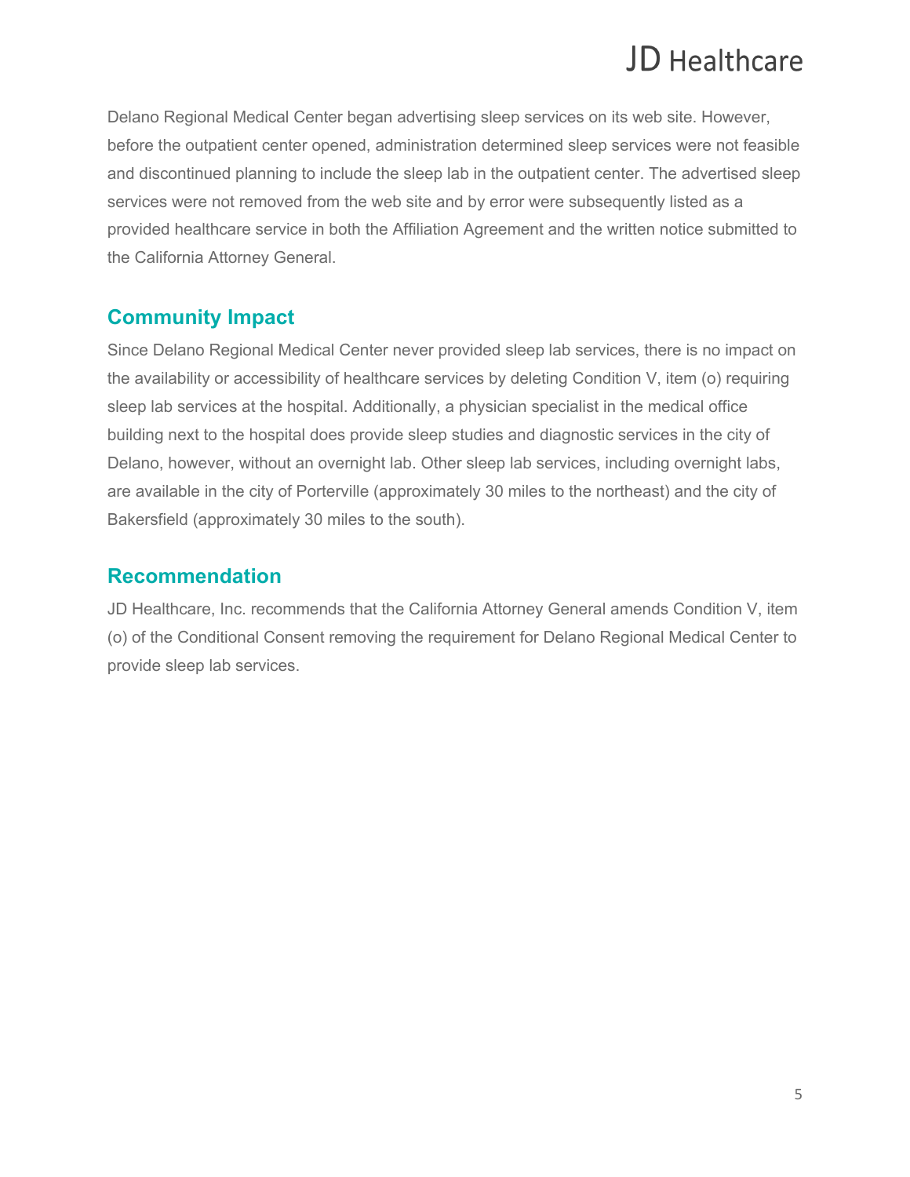Delano Regional Medical Center began advertising sleep services on its web site. However, before the outpatient center opened, administration determined sleep services were not feasible and discontinued planning to include the sleep lab in the outpatient center. The advertised sleep services were not removed from the web site and by error were subsequently listed as a provided healthcare service in both the Affiliation Agreement and the written notice submitted to the California Attorney General.

## Community Impact

Since Delano Regional Medical Center never provided sleep lab services, there is no impact on the availability or accessibility of healthcare services by deleting Condition V, item (o) requiring sleep lab services at the hospital. Additionally, a physician specialist in the medical office building next to the hospital does provide sleep studies and diagnostic services in the city of Delano, however, without an overnight lab. Other sleep lab services, including overnight labs, are available in the city of Porterville (approximately 30 miles to the northeast) and the city of Bakersfield (approximately 30 miles to the south).

## Recommendation

JD Healthcare, Inc. recommends that the California Attorney General amends Condition V, item (o) of the Conditional Consent removing the requirement for Delano Regional Medical Center to provide sleep lab services.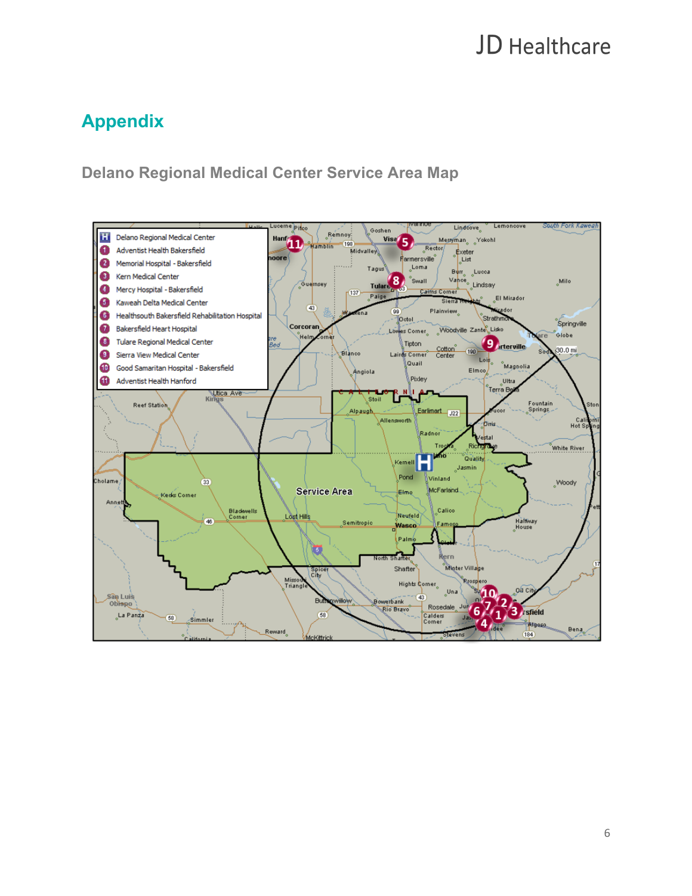# Appendix

## Delano Regional Medical Center Service Area Map

H Delano Regional Medical Center
1. Adventist Health Bakersfield
2. Memorial Hospital - Bakersfield
3. Kern Medical Center
4. Mercy Hospital - Bakersfield
5. Kaweah Delta Medical Center
6. Healthsouth Bakersfield Rehabilitation Hospital
7. Bakersfield Heart Hospital
8. Tulare Regional Medical Center
9. Sierra View Medical Center
10. Good Samaritan Hospital - Bakersfield
11. Adventist Health Hanford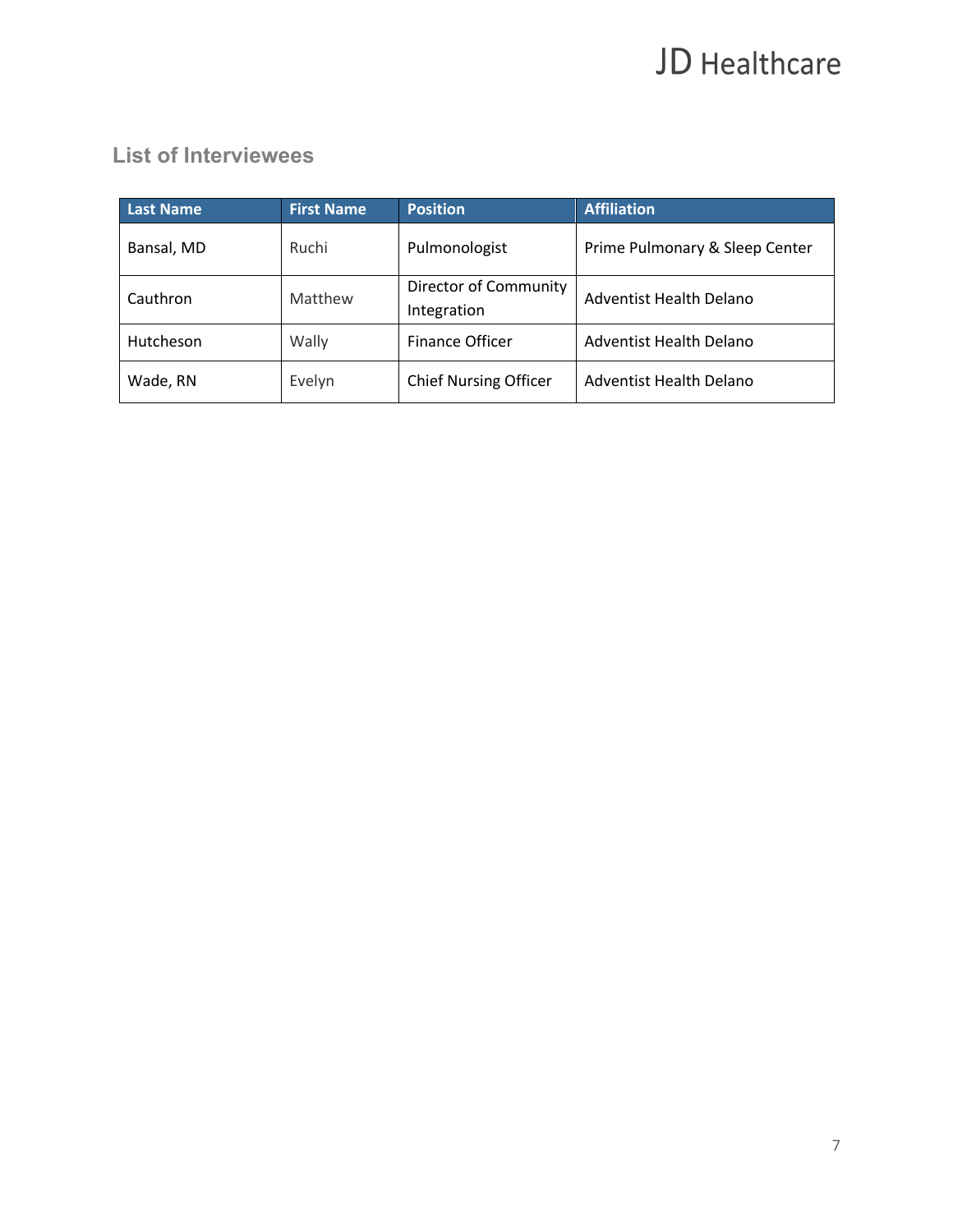## List of Interviewees

| Last Name | First Name | Position | Affiliation |
|---|---|---|---|
| Bansal, MD | Ruchi | Pulmonologist | Prime Pulmonary & Sleep Center |
| Cauthron | Matthew | Director of Community Integration | Adventist Health Delano |
| Hutcheson | Wally | Finance Officer | Adventist Health Delano |
| Wade, RN | Evelyn | Chief Nursing Officer | Adventist Health Delano |